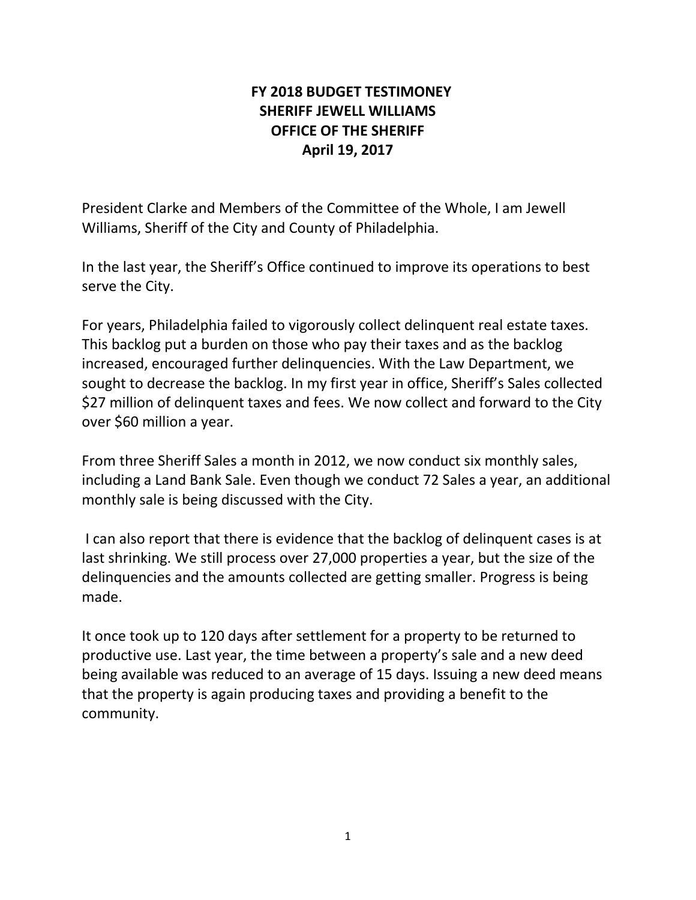# FY 2018 BUDGET TESTIMONEY
# SHERIFF JEWELL WILLIAMS
# OFFICE OF THE SHERIFF
# April 19, 2017

President Clarke and Members of the Committee of the Whole, I am Jewell Williams, Sheriff of the City and County of Philadelphia.

In the last year, the Sheriff's Office continued to improve its operations to best serve the City.

For years, Philadelphia failed to vigorously collect delinquent real estate taxes. This backlog put a burden on those who pay their taxes and as the backlog increased, encouraged further delinquencies. With the Law Department, we sought to decrease the backlog. In my first year in office, Sheriff's Sales collected $27 million of delinquent taxes and fees. We now collect and forward to the City over $60 million a year.

From three Sheriff Sales a month in 2012, we now conduct six monthly sales, including a Land Bank Sale. Even though we conduct 72 Sales a year, an additional monthly sale is being discussed with the City.

I can also report that there is evidence that the backlog of delinquent cases is at last shrinking. We still process over 27,000 properties a year, but the size of the delinquencies and the amounts collected are getting smaller. Progress is being made.

It once took up to 120 days after settlement for a property to be returned to productive use. Last year, the time between a property's sale and a new deed being available was reduced to an average of 15 days. Issuing a new deed means that the property is again producing taxes and providing a benefit to the community.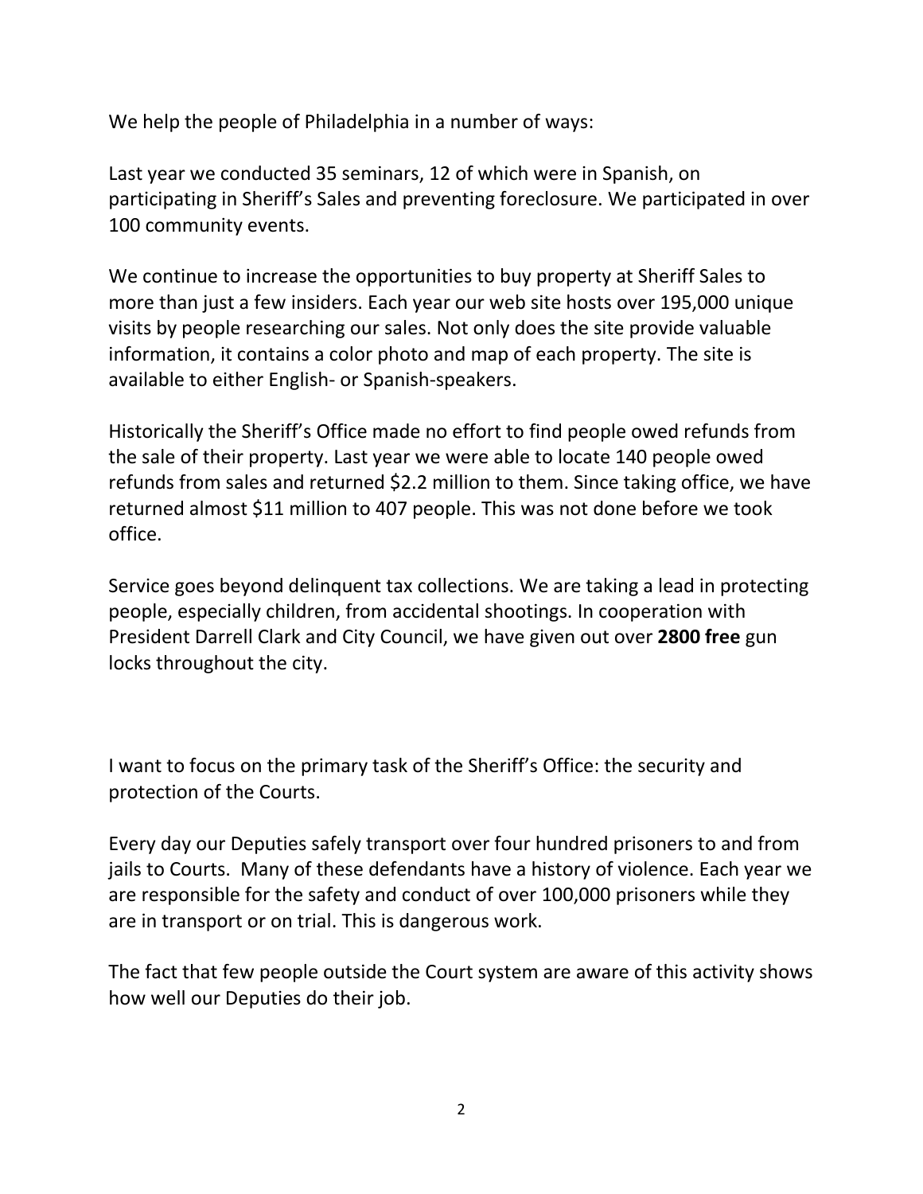We help the people of Philadelphia in a number of ways:

Last year we conducted 35 seminars, 12 of which were in Spanish, on participating in Sheriff's Sales and preventing foreclosure. We participated in over 100 community events.

We continue to increase the opportunities to buy property at Sheriff Sales to more than just a few insiders. Each year our web site hosts over 195,000 unique visits by people researching our sales. Not only does the site provide valuable information, it contains a color photo and map of each property. The site is available to either English- or Spanish-speakers.

Historically the Sheriff's Office made no effort to find people owed refunds from the sale of their property. Last year we were able to locate 140 people owed refunds from sales and returned $2.2 million to them. Since taking office, we have returned almost $11 million to 407 people. This was not done before we took office.

Service goes beyond delinquent tax collections. We are taking a lead in protecting people, especially children, from accidental shootings. In cooperation with President Darrell Clark and City Council, we have given out over **2800 free** gun locks throughout the city.

I want to focus on the primary task of the Sheriff's Office: the security and protection of the Courts.

Every day our Deputies safely transport over four hundred prisoners to and from jails to Courts. Many of these defendants have a history of violence. Each year we are responsible for the safety and conduct of over 100,000 prisoners while they are in transport or on trial. This is dangerous work.

The fact that few people outside the Court system are aware of this activity shows how well our Deputies do their job.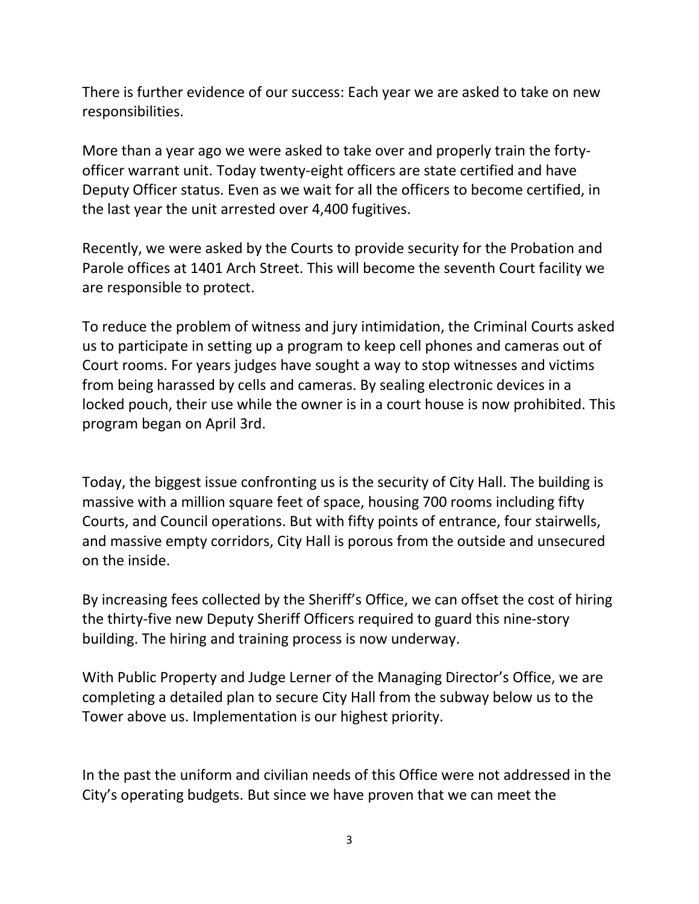There is further evidence of our success: Each year we are asked to take on new responsibilities.

More than a year ago we were asked to take over and properly train the forty-officer warrant unit. Today twenty-eight officers are state certified and have Deputy Officer status. Even as we wait for all the officers to become certified, in the last year the unit arrested over 4,400 fugitives.

Recently, we were asked by the Courts to provide security for the Probation and Parole offices at 1401 Arch Street. This will become the seventh Court facility we are responsible to protect.

To reduce the problem of witness and jury intimidation, the Criminal Courts asked us to participate in setting up a program to keep cell phones and cameras out of Court rooms. For years judges have sought a way to stop witnesses and victims from being harassed by cells and cameras. By sealing electronic devices in a locked pouch, their use while the owner is in a court house is now prohibited. This program began on April 3rd.

Today, the biggest issue confronting us is the security of City Hall. The building is massive with a million square feet of space, housing 700 rooms including fifty Courts, and Council operations. But with fifty points of entrance, four stairwells, and massive empty corridors, City Hall is porous from the outside and unsecured on the inside.

By increasing fees collected by the Sheriff's Office, we can offset the cost of hiring the thirty-five new Deputy Sheriff Officers required to guard this nine-story building. The hiring and training process is now underway.

With Public Property and Judge Lerner of the Managing Director's Office, we are completing a detailed plan to secure City Hall from the subway below us to the Tower above us. Implementation is our highest priority.

In the past the uniform and civilian needs of this Office were not addressed in the City's operating budgets. But since we have proven that we can meet the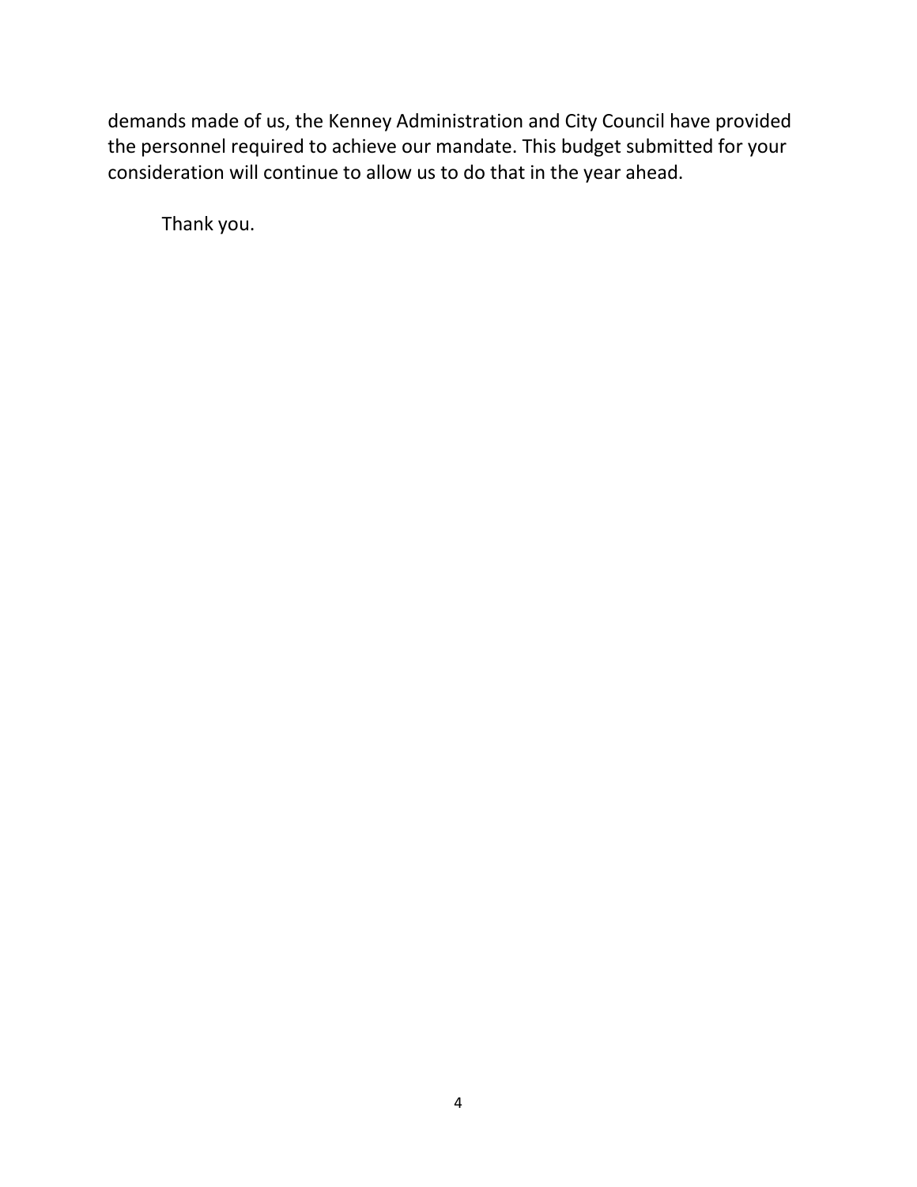demands made of us, the Kenney Administration and City Council have provided the personnel required to achieve our mandate. This budget submitted for your consideration will continue to allow us to do that in the year ahead.

Thank you.